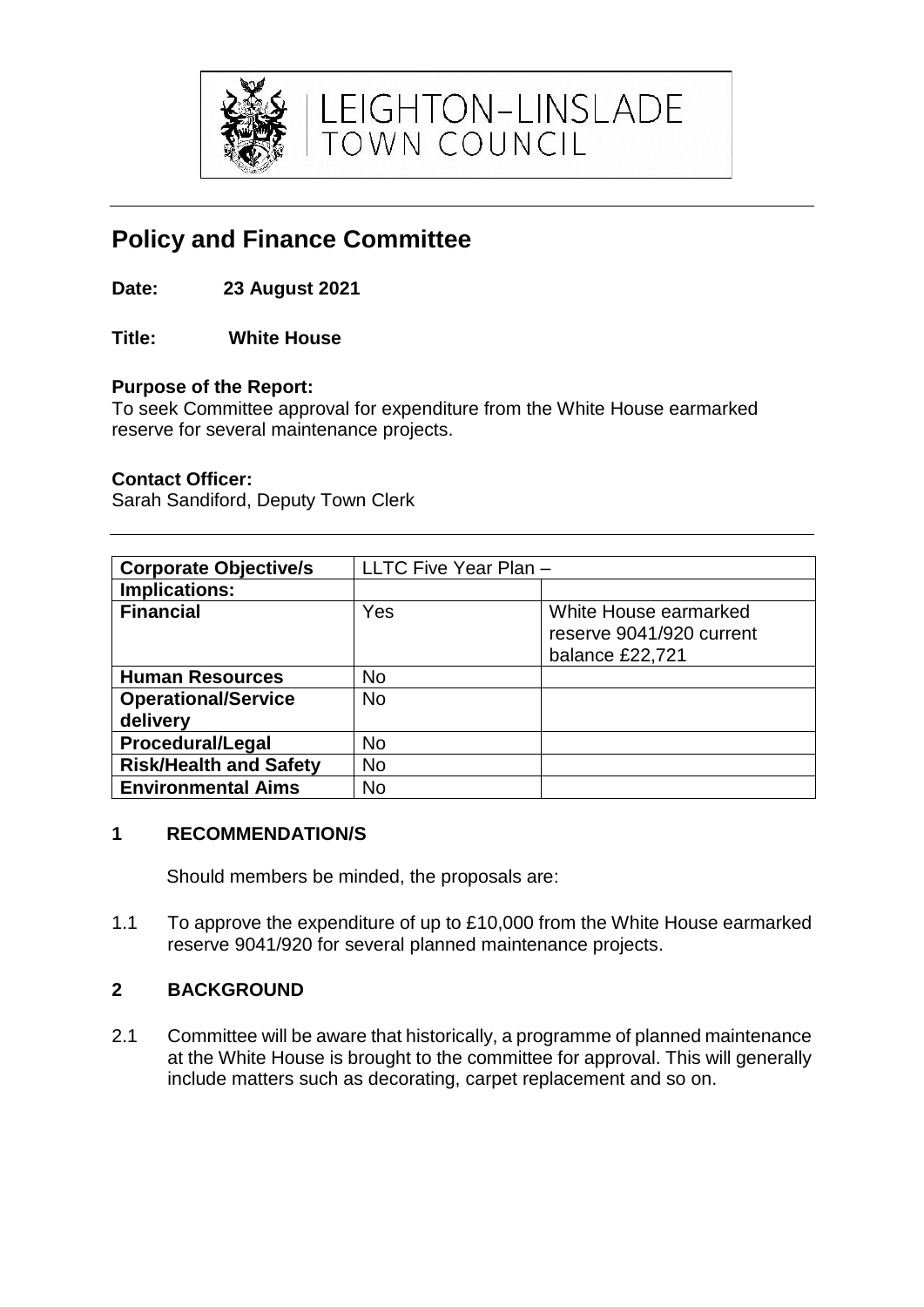LEIGHTON-LINSLADE TOWN COUNCIL

# Policy and Finance Committee

**Date: 23 August 2021**

**Title: White House**

**Purpose of the Report:**
To seek Committee approval for expenditure from the White House earmarked reserve for several maintenance projects.

**Contact Officer:**
Sarah Sandiford, Deputy Town Clerk

| **Corporate Objective/s** | LLTC Five Year Plan – | |
|---|---|---|
| **Implications:** | | |
| **Financial** | Yes | White House earmarked reserve 9041/920 current balance £22,721 |
| **Human Resources** | No | |
| **Operational/Service delivery** | No | |
| **Procedural/Legal** | No | |
| **Risk/Health and Safety** | No | |
| **Environmental Aims** | No | |

## 1 RECOMMENDATION/S

Should members be minded, the proposals are:

1.1 To approve the expenditure of up to £10,000 from the White House earmarked reserve 9041/920 for several planned maintenance projects.

## 2 BACKGROUND

2.1 Committee will be aware that historically, a programme of planned maintenance at the White House is brought to the committee for approval. This will generally include matters such as decorating, carpet replacement and so on.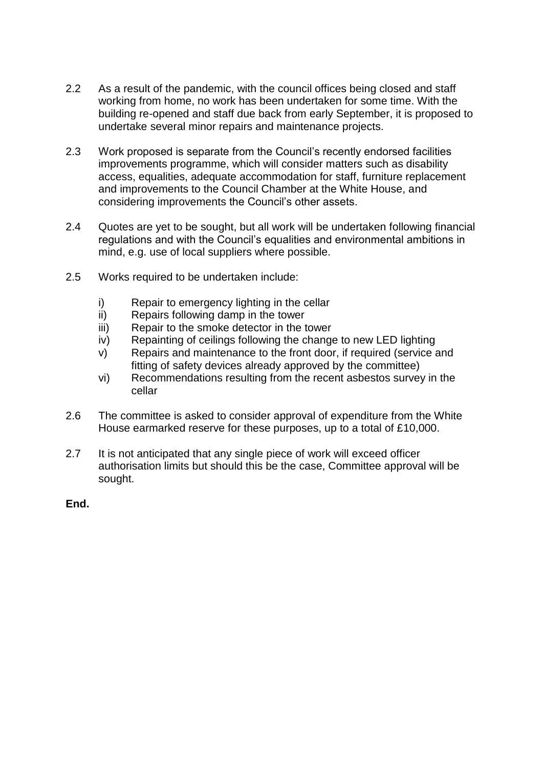2.2 As a result of the pandemic, with the council offices being closed and staff working from home, no work has been undertaken for some time. With the building re-opened and staff due back from early September, it is proposed to undertake several minor repairs and maintenance projects.

2.3 Work proposed is separate from the Council's recently endorsed facilities improvements programme, which will consider matters such as disability access, equalities, adequate accommodation for staff, furniture replacement and improvements to the Council Chamber at the White House, and considering improvements the Council's other assets.

2.4 Quotes are yet to be sought, but all work will be undertaken following financial regulations and with the Council's equalities and environmental ambitions in mind, e.g. use of local suppliers where possible.

2.5 Works required to be undertaken include:

i) Repair to emergency lighting in the cellar
ii) Repairs following damp in the tower
iii) Repair to the smoke detector in the tower
iv) Repainting of ceilings following the change to new LED lighting
v) Repairs and maintenance to the front door, if required (service and fitting of safety devices already approved by the committee)
vi) Recommendations resulting from the recent asbestos survey in the cellar

2.6 The committee is asked to consider approval of expenditure from the White House earmarked reserve for these purposes, up to a total of £10,000.

2.7 It is not anticipated that any single piece of work will exceed officer authorisation limits but should this be the case, Committee approval will be sought.

**End.**